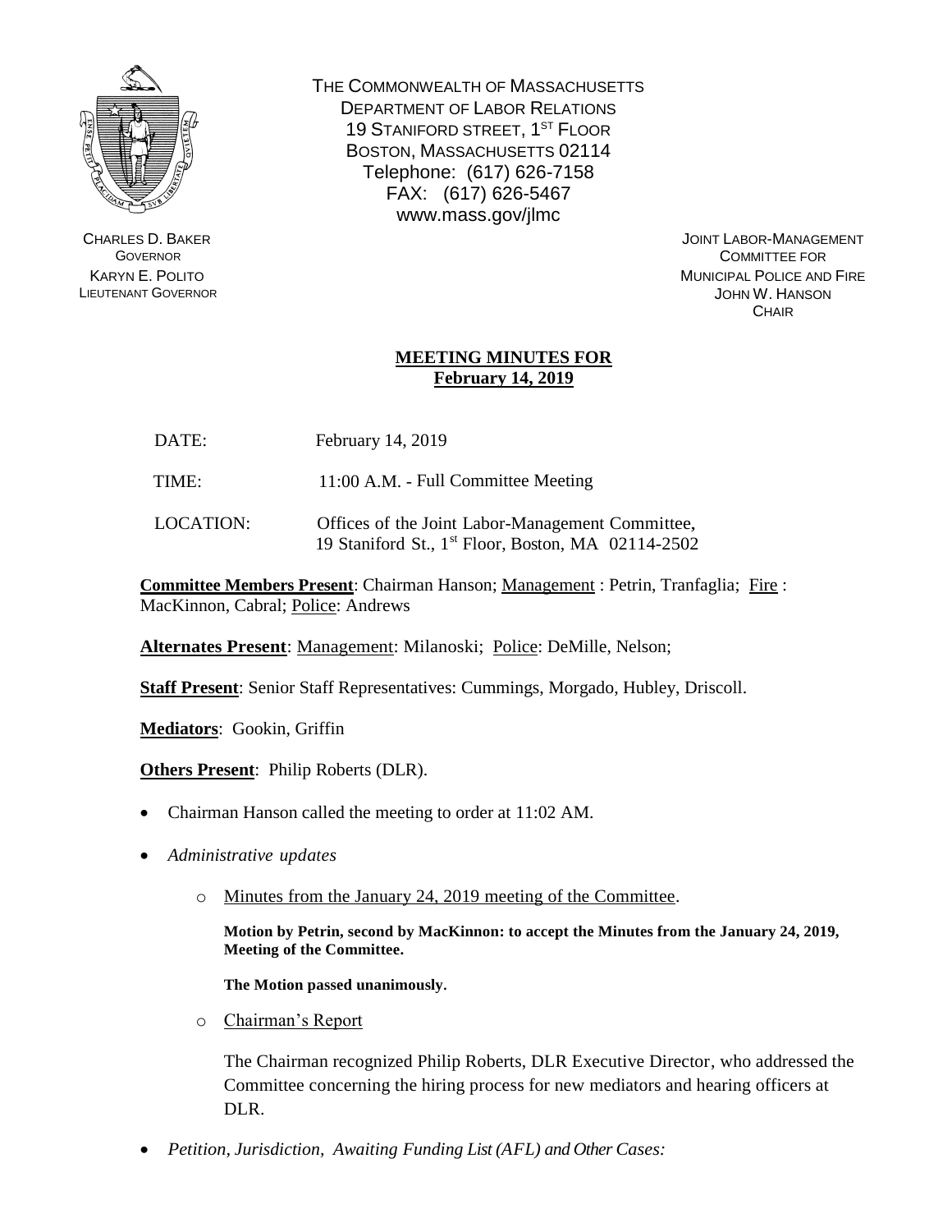THE COMMONWEALTH OF MASSACHUSETTS
DEPARTMENT OF LABOR RELATIONS
19 STANIFORD STREET, 1ST FLOOR
BOSTON, MASSACHUSETTS 02114
Telephone: (617) 626-7158
FAX: (617) 626-5467
www.mass.gov/jlmc

CHARLES D. BAKER
GOVERNOR
KARYN E. POLITO
LIEUTENANT GOVERNOR

JOINT LABOR-MANAGEMENT
COMMITTEE FOR
MUNICIPAL POLICE AND FIRE
JOHN W. HANSON
CHAIR

## MEETING MINUTES FOR February 14, 2019

DATE: February 14, 2019

TIME: 11:00 A.M. - Full Committee Meeting

LOCATION: Offices of the Joint Labor-Management Committee, 19 Staniford St., 1st Floor, Boston, MA 02114-2502

**Committee Members Present**: Chairman Hanson; Management : Petrin, Tranfaglia; Fire : MacKinnon, Cabral; Police: Andrews

**Alternates Present**: Management: Milanoski; Police: DeMille, Nelson;

**Staff Present**: Senior Staff Representatives: Cummings, Morgado, Hubley, Driscoll.

**Mediators**: Gookin, Griffin

**Others Present**: Philip Roberts (DLR).

- Chairman Hanson called the meeting to order at 11:02 AM.
- *Administrative updates*
  - Minutes from the January 24, 2019 meeting of the Committee.

    **Motion by Petrin, second by MacKinnon: to accept the Minutes from the January 24, 2019, Meeting of the Committee.**

    **The Motion passed unanimously.**
  - Chairman's Report

    The Chairman recognized Philip Roberts, DLR Executive Director, who addressed the Committee concerning the hiring process for new mediators and hearing officers at DLR.
- *Petition, Jurisdiction, Awaiting Funding List (AFL) and Other Cases:*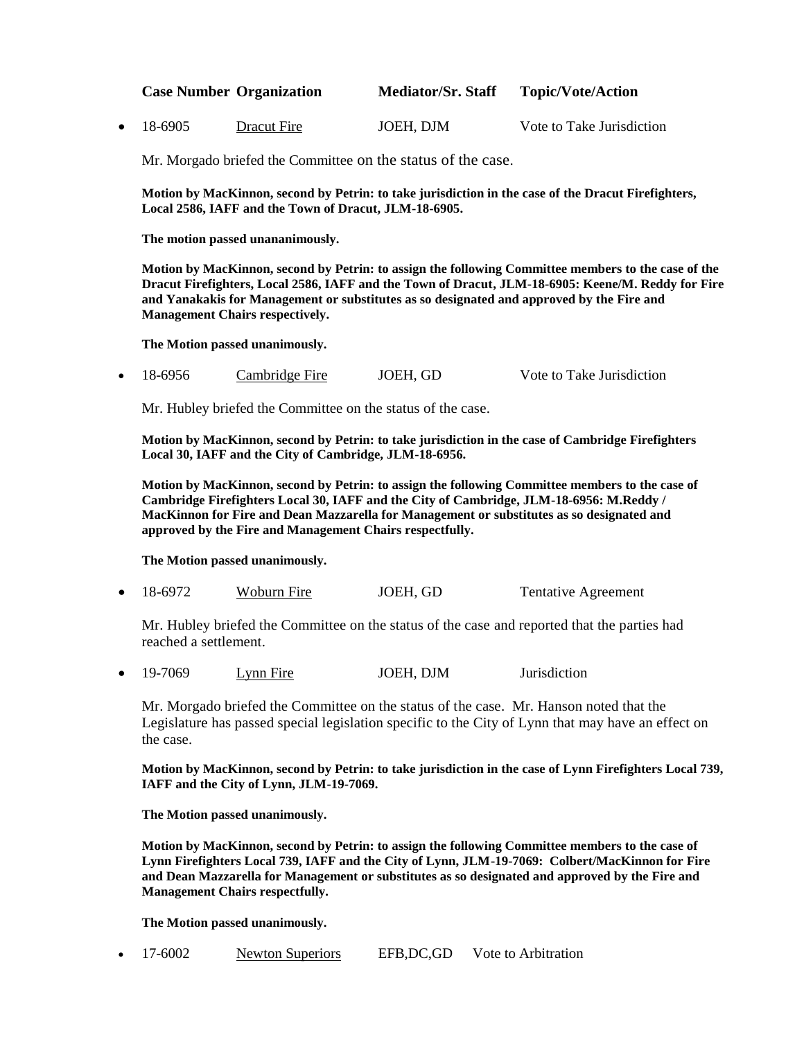**Case Number Organization Mediator/Sr. Staff Topic/Vote/Action**

- 18-6905 Dracut Fire JOEH, DJM Vote to Take Jurisdiction

Mr. Morgado briefed the Committee on the status of the case.

**Motion by MacKinnon, second by Petrin: to take jurisdiction in the case of the Dracut Firefighters, Local 2586, IAFF and the Town of Dracut, JLM-18-6905.**

**The motion passed unananimously.**

**Motion by MacKinnon, second by Petrin: to assign the following Committee members to the case of the Dracut Firefighters, Local 2586, IAFF and the Town of Dracut, JLM-18-6905: Keene/M. Reddy for Fire and Yanakakis for Management or substitutes as so designated and approved by the Fire and Management Chairs respectively.**

**The Motion passed unanimously.**

- 18-6956 Cambridge Fire JOEH, GD Vote to Take Jurisdiction

Mr. Hubley briefed the Committee on the status of the case.

**Motion by MacKinnon, second by Petrin: to take jurisdiction in the case of Cambridge Firefighters Local 30, IAFF and the City of Cambridge, JLM-18-6956.**

**Motion by MacKinnon, second by Petrin: to assign the following Committee members to the case of Cambridge Firefighters Local 30, IAFF and the City of Cambridge, JLM-18-6956: M.Reddy / MacKinnon for Fire and Dean Mazzarella for Management or substitutes as so designated and approved by the Fire and Management Chairs respectfully.**

**The Motion passed unanimously.**

- 18-6972 Woburn Fire JOEH, GD Tentative Agreement

Mr. Hubley briefed the Committee on the status of the case and reported that the parties had reached a settlement.

- 19-7069 Lynn Fire JOEH, DJM Jurisdiction

Mr. Morgado briefed the Committee on the status of the case. Mr. Hanson noted that the Legislature has passed special legislation specific to the City of Lynn that may have an effect on the case.

**Motion by MacKinnon, second by Petrin: to take jurisdiction in the case of Lynn Firefighters Local 739, IAFF and the City of Lynn, JLM-19-7069.**

**The Motion passed unanimously.**

**Motion by MacKinnon, second by Petrin: to assign the following Committee members to the case of Lynn Firefighters Local 739, IAFF and the City of Lynn, JLM-19-7069: Colbert/MacKinnon for Fire and Dean Mazzarella for Management or substitutes as so designated and approved by the Fire and Management Chairs respectfully.**

**The Motion passed unanimously.**

- 17-6002 Newton Superiors EFB,DC,GD Vote to Arbitration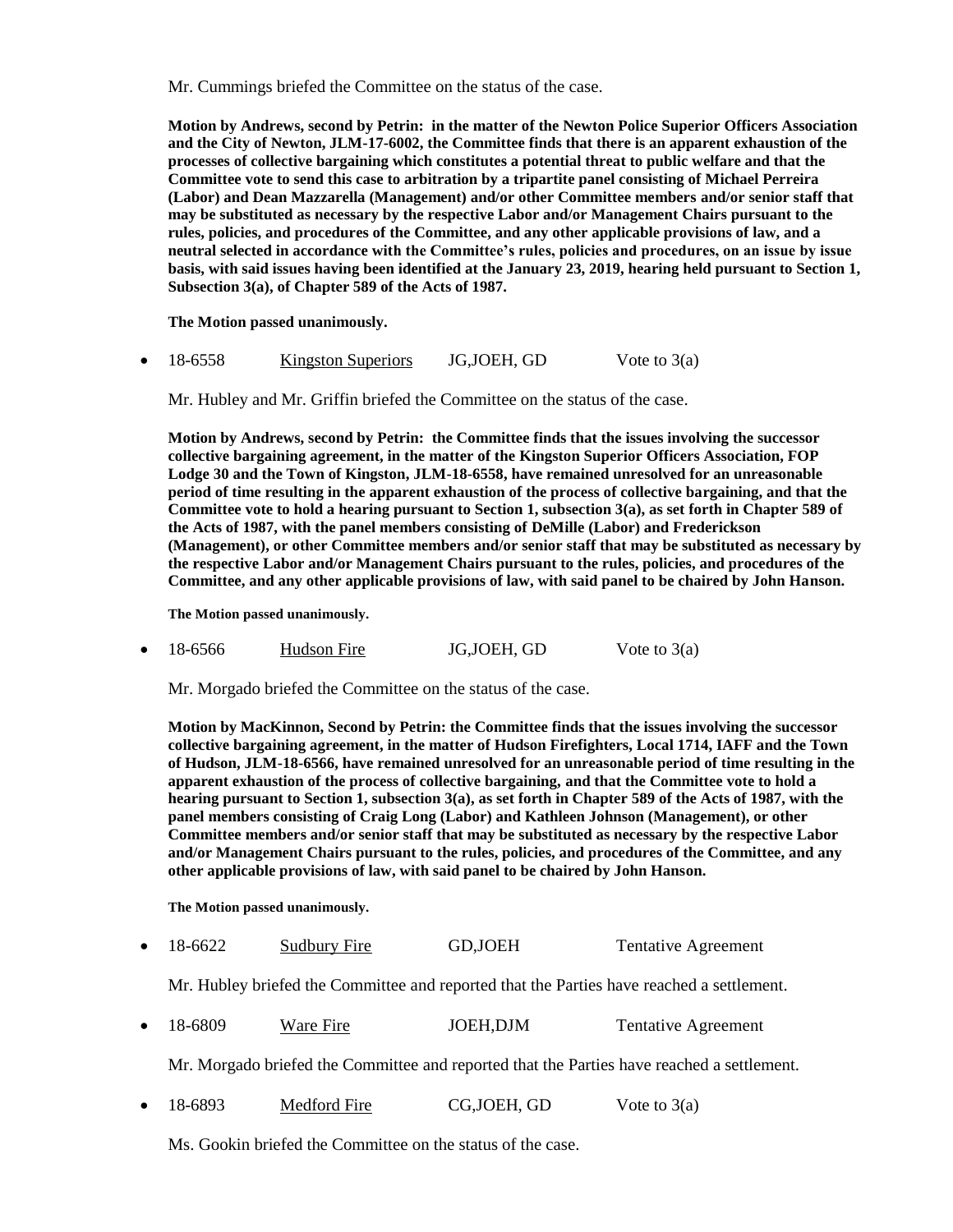Mr. Cummings briefed the Committee on the status of the case.

**Motion by Andrews, second by Petrin: in the matter of the Newton Police Superior Officers Association and the City of Newton, JLM-17-6002, the Committee finds that there is an apparent exhaustion of the processes of collective bargaining which constitutes a potential threat to public welfare and that the Committee vote to send this case to arbitration by a tripartite panel consisting of Michael Perreira (Labor) and Dean Mazzarella (Management) and/or other Committee members and/or senior staff that may be substituted as necessary by the respective Labor and/or Management Chairs pursuant to the rules, policies, and procedures of the Committee, and any other applicable provisions of law, and a neutral selected in accordance with the Committee's rules, policies and procedures, on an issue by issue basis, with said issues having been identified at the January 23, 2019, hearing held pursuant to Section 1, Subsection 3(a), of Chapter 589 of the Acts of 1987.**

**The Motion passed unanimously.**

- 18-6558 Kingston Superiors JG,JOEH, GD Vote to 3(a)

Mr. Hubley and Mr. Griffin briefed the Committee on the status of the case.

**Motion by Andrews, second by Petrin: the Committee finds that the issues involving the successor collective bargaining agreement, in the matter of the Kingston Superior Officers Association, FOP Lodge 30 and the Town of Kingston, JLM-18-6558, have remained unresolved for an unreasonable period of time resulting in the apparent exhaustion of the process of collective bargaining, and that the Committee vote to hold a hearing pursuant to Section 1, subsection 3(a), as set forth in Chapter 589 of the Acts of 1987, with the panel members consisting of DeMille (Labor) and Frederickson (Management), or other Committee members and/or senior staff that may be substituted as necessary by the respective Labor and/or Management Chairs pursuant to the rules, policies, and procedures of the Committee, and any other applicable provisions of law, with said panel to be chaired by John Hanson.**

**The Motion passed unanimously.**

- 18-6566 Hudson Fire JG,JOEH, GD Vote to 3(a)

Mr. Morgado briefed the Committee on the status of the case.

**Motion by MacKinnon, Second by Petrin: the Committee finds that the issues involving the successor collective bargaining agreement, in the matter of Hudson Firefighters, Local 1714, IAFF and the Town of Hudson, JLM-18-6566, have remained unresolved for an unreasonable period of time resulting in the apparent exhaustion of the process of collective bargaining, and that the Committee vote to hold a hearing pursuant to Section 1, subsection 3(a), as set forth in Chapter 589 of the Acts of 1987, with the panel members consisting of Craig Long (Labor) and Kathleen Johnson (Management), or other Committee members and/or senior staff that may be substituted as necessary by the respective Labor and/or Management Chairs pursuant to the rules, policies, and procedures of the Committee, and any other applicable provisions of law, with said panel to be chaired by John Hanson.**

**The Motion passed unanimously.**

- 18-6622 Sudbury Fire GD,JOEH Tentative Agreement

Mr. Hubley briefed the Committee and reported that the Parties have reached a settlement.

- 18-6809 Ware Fire JOEH,DJM Tentative Agreement

Mr. Morgado briefed the Committee and reported that the Parties have reached a settlement.

- 18-6893 Medford Fire CG,JOEH, GD Vote to 3(a)

Ms. Gookin briefed the Committee on the status of the case.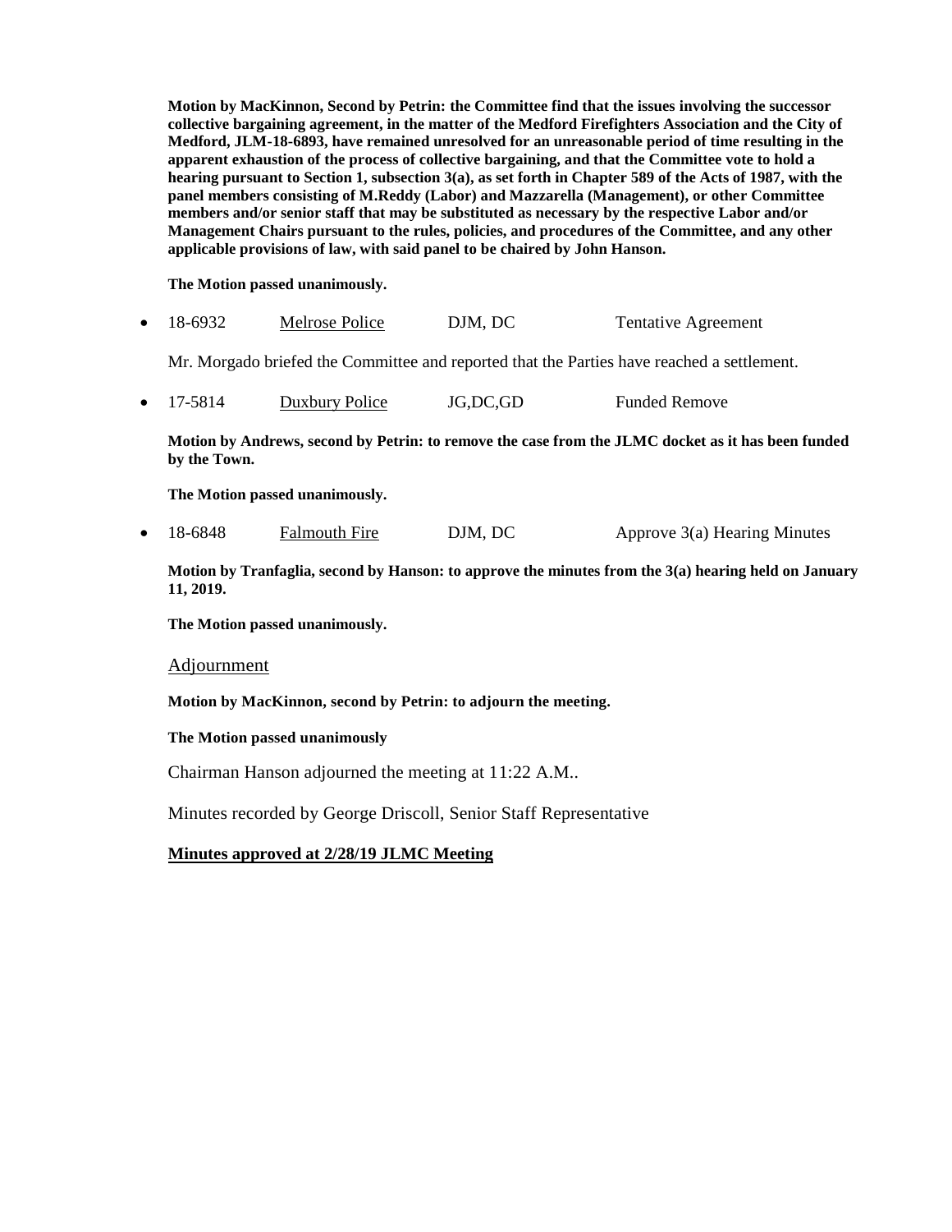**Motion by MacKinnon, Second by Petrin: the Committee find that the issues involving the successor collective bargaining agreement, in the matter of the Medford Firefighters Association and the City of Medford, JLM-18-6893, have remained unresolved for an unreasonable period of time resulting in the apparent exhaustion of the process of collective bargaining, and that the Committee vote to hold a hearing pursuant to Section 1, subsection 3(a), as set forth in Chapter 589 of the Acts of 1987, with the panel members consisting of M.Reddy (Labor) and Mazzarella (Management), or other Committee members and/or senior staff that may be substituted as necessary by the respective Labor and/or Management Chairs pursuant to the rules, policies, and procedures of the Committee, and any other applicable provisions of law, with said panel to be chaired by John Hanson.**

**The Motion passed unanimously.**

- 18-6932 Melrose Police DJM, DC Tentative Agreement

  Mr. Morgado briefed the Committee and reported that the Parties have reached a settlement.

- 17-5814 Duxbury Police JG,DC,GD Funded Remove

  **Motion by Andrews, second by Petrin: to remove the case from the JLMC docket as it has been funded by the Town.**

  **The Motion passed unanimously.**

- 18-6848 Falmouth Fire DJM, DC Approve 3(a) Hearing Minutes

  **Motion by Tranfaglia, second by Hanson: to approve the minutes from the 3(a) hearing held on January 11, 2019.**

  **The Motion passed unanimously.**

## Adjournment

**Motion by MacKinnon, second by Petrin: to adjourn the meeting.**

**The Motion passed unanimously**

Chairman Hanson adjourned the meeting at 11:22 A.M..

Minutes recorded by George Driscoll, Senior Staff Representative

**Minutes approved at 2/28/19 JLMC Meeting**